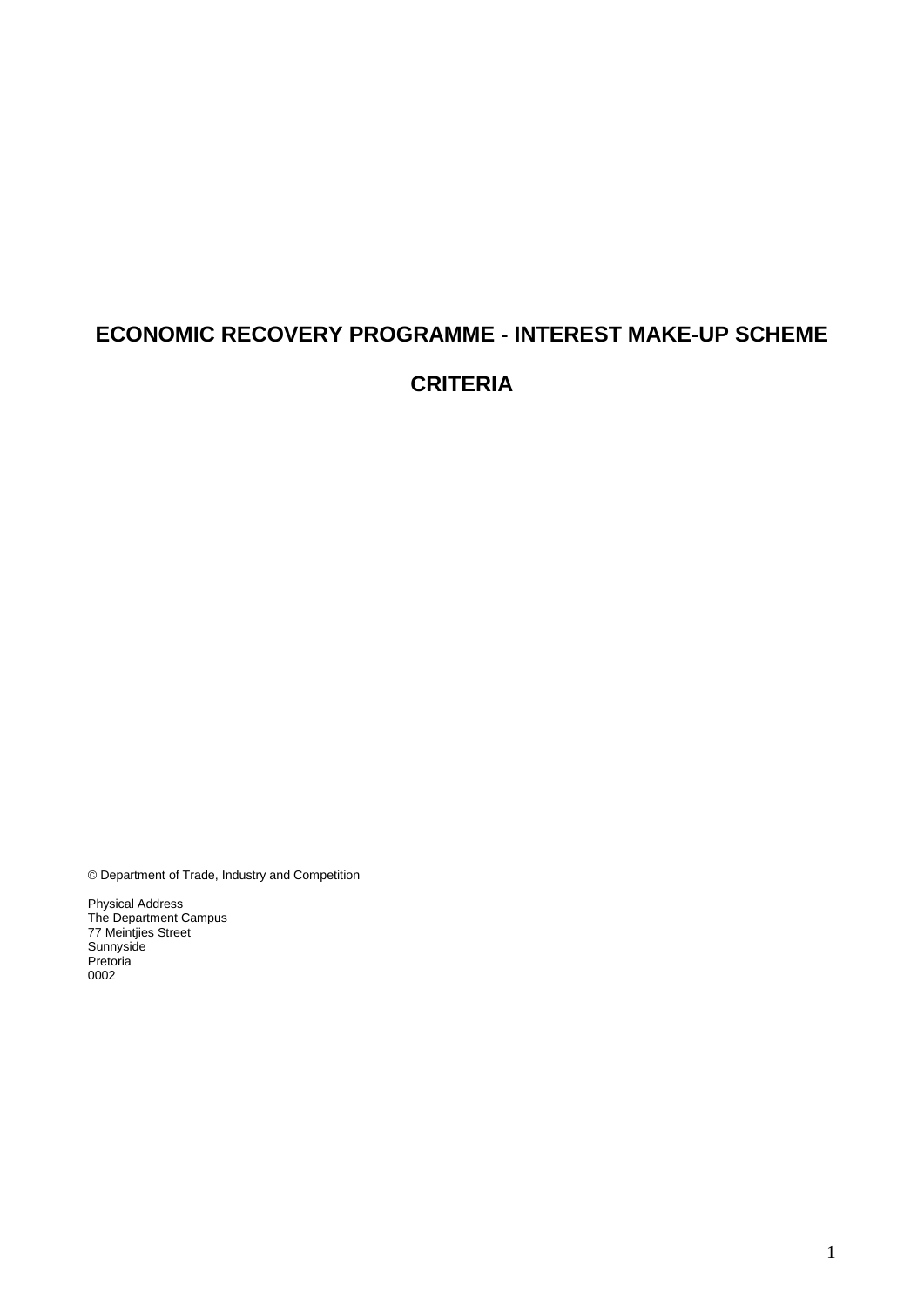# ECONOMIC RECOVERY PROGRAMME - INTEREST MAKE-UP SCHEME

# CRITERIA

© Department of Trade, Industry and Competition

Physical Address
The Department Campus
77 Meintjies Street
Sunnyside
Pretoria
0002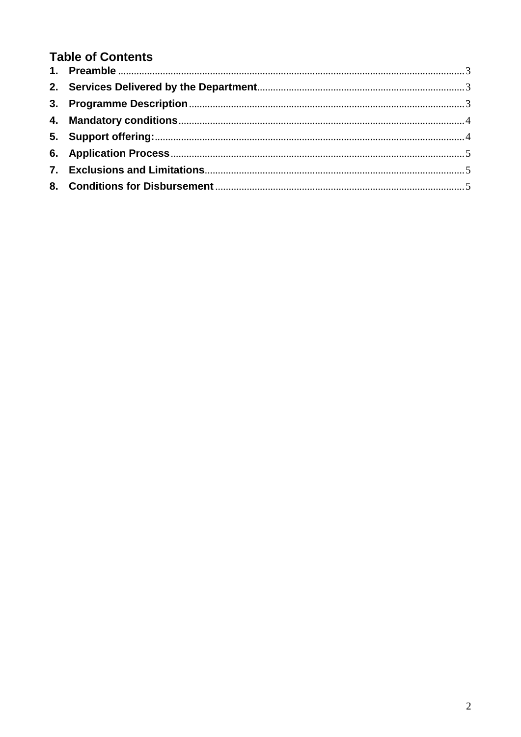# Table of Contents

1. **Preamble** ... 3
2. **Services Delivered by the Department** ... 3
3. **Programme Description** ... 3
4. **Mandatory conditions** ... 4
5. **Support offering:** ... 4
6. **Application Process** ... 5
7. **Exclusions and Limitations** ... 5
8. **Conditions for Disbursement** ... 5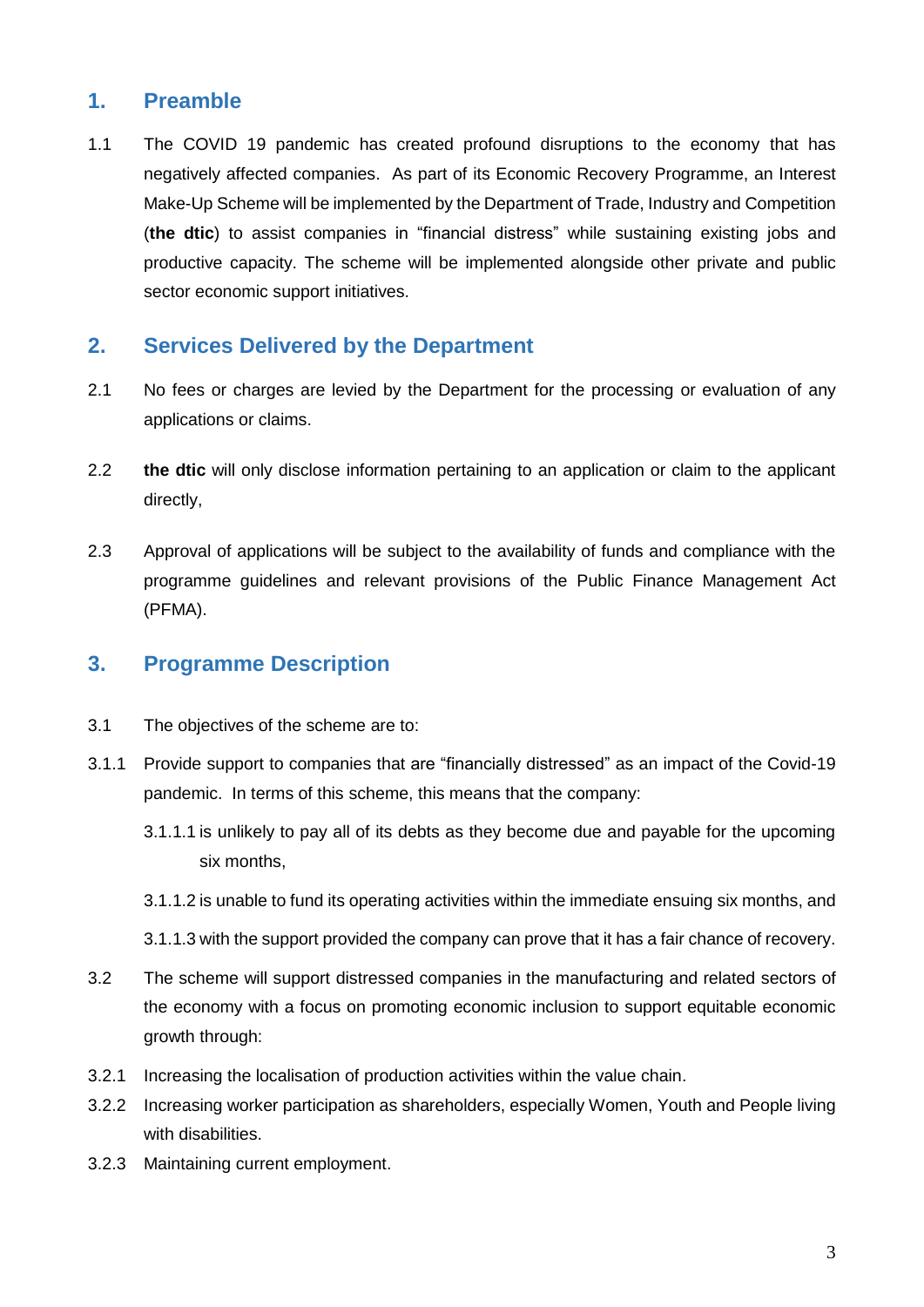## 1. Preamble

1.1 The COVID 19 pandemic has created profound disruptions to the economy that has negatively affected companies. As part of its Economic Recovery Programme, an Interest Make-Up Scheme will be implemented by the Department of Trade, Industry and Competition (**the dtic**) to assist companies in "financial distress" while sustaining existing jobs and productive capacity. The scheme will be implemented alongside other private and public sector economic support initiatives.

## 2. Services Delivered by the Department

2.1 No fees or charges are levied by the Department for the processing or evaluation of any applications or claims.

2.2 **the dtic** will only disclose information pertaining to an application or claim to the applicant directly,

2.3 Approval of applications will be subject to the availability of funds and compliance with the programme guidelines and relevant provisions of the Public Finance Management Act (PFMA).

## 3. Programme Description

3.1 The objectives of the scheme are to:

3.1.1 Provide support to companies that are "financially distressed" as an impact of the Covid-19 pandemic. In terms of this scheme, this means that the company:

3.1.1.1 is unlikely to pay all of its debts as they become due and payable for the upcoming six months,

3.1.1.2 is unable to fund its operating activities within the immediate ensuing six months, and

3.1.1.3 with the support provided the company can prove that it has a fair chance of recovery.

3.2 The scheme will support distressed companies in the manufacturing and related sectors of the economy with a focus on promoting economic inclusion to support equitable economic growth through:

3.2.1 Increasing the localisation of production activities within the value chain.

3.2.2 Increasing worker participation as shareholders, especially Women, Youth and People living with disabilities.

3.2.3 Maintaining current employment.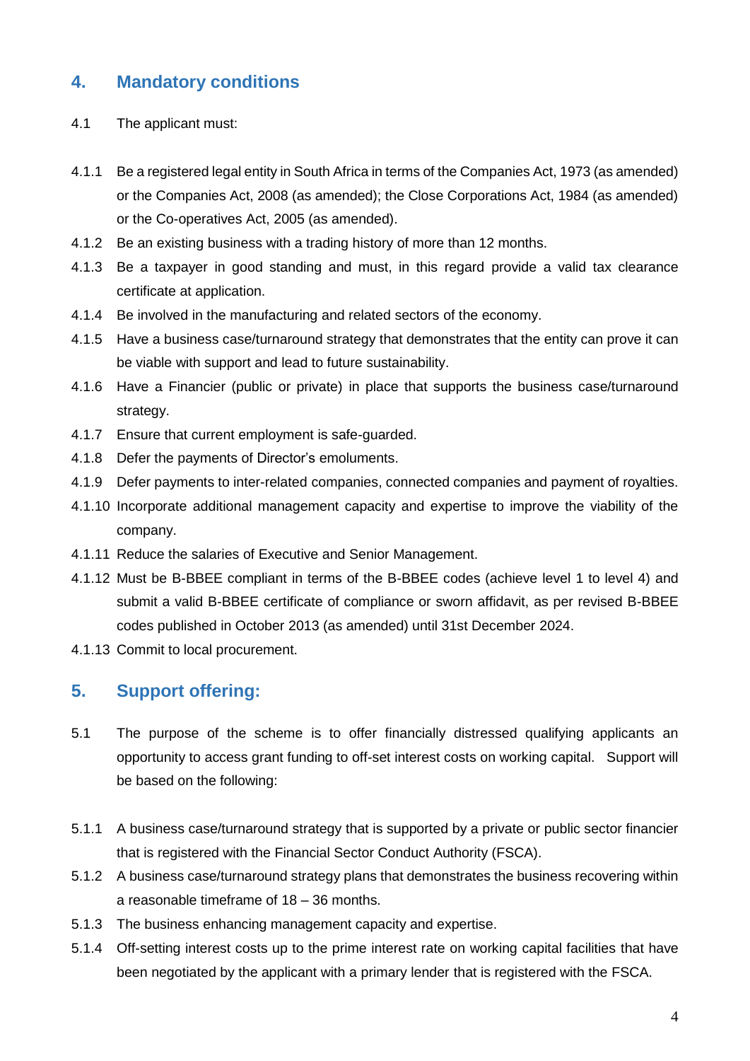## 4. Mandatory conditions

4.1 The applicant must:

4.1.1 Be a registered legal entity in South Africa in terms of the Companies Act, 1973 (as amended) or the Companies Act, 2008 (as amended); the Close Corporations Act, 1984 (as amended) or the Co-operatives Act, 2005 (as amended).

4.1.2 Be an existing business with a trading history of more than 12 months.

4.1.3 Be a taxpayer in good standing and must, in this regard provide a valid tax clearance certificate at application.

4.1.4 Be involved in the manufacturing and related sectors of the economy.

4.1.5 Have a business case/turnaround strategy that demonstrates that the entity can prove it can be viable with support and lead to future sustainability.

4.1.6 Have a Financier (public or private) in place that supports the business case/turnaround strategy.

4.1.7 Ensure that current employment is safe-guarded.

4.1.8 Defer the payments of Director's emoluments.

4.1.9 Defer payments to inter-related companies, connected companies and payment of royalties.

4.1.10 Incorporate additional management capacity and expertise to improve the viability of the company.

4.1.11 Reduce the salaries of Executive and Senior Management.

4.1.12 Must be B-BBEE compliant in terms of the B-BBEE codes (achieve level 1 to level 4) and submit a valid B-BBEE certificate of compliance or sworn affidavit, as per revised B-BBEE codes published in October 2013 (as amended) until 31st December 2024.

4.1.13 Commit to local procurement.

## 5. Support offering:

5.1 The purpose of the scheme is to offer financially distressed qualifying applicants an opportunity to access grant funding to off-set interest costs on working capital. Support will be based on the following:

5.1.1 A business case/turnaround strategy that is supported by a private or public sector financier that is registered with the Financial Sector Conduct Authority (FSCA).

5.1.2 A business case/turnaround strategy plans that demonstrates the business recovering within a reasonable timeframe of 18 – 36 months.

5.1.3 The business enhancing management capacity and expertise.

5.1.4 Off-setting interest costs up to the prime interest rate on working capital facilities that have been negotiated by the applicant with a primary lender that is registered with the FSCA.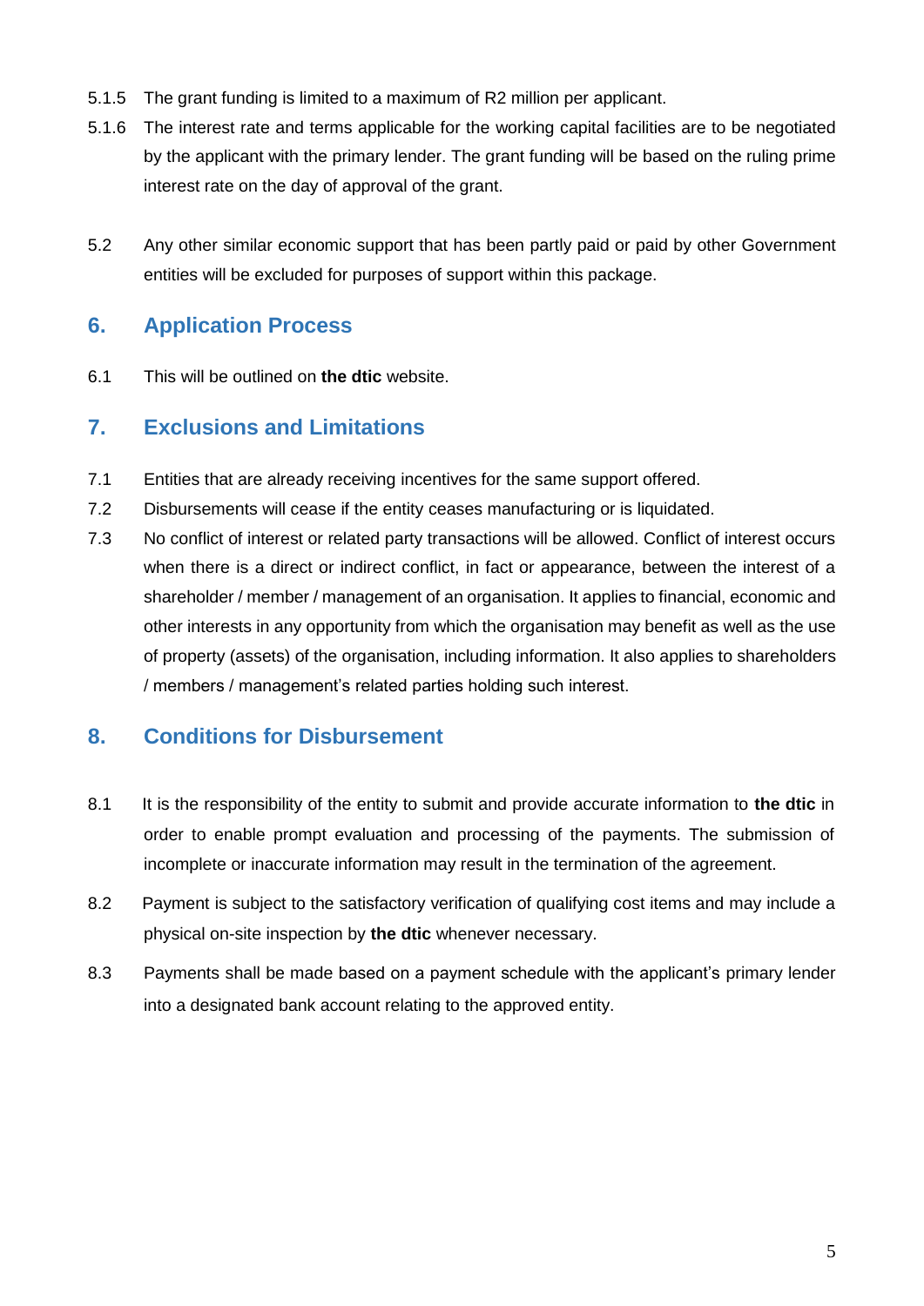5.1.5 The grant funding is limited to a maximum of R2 million per applicant.

5.1.6 The interest rate and terms applicable for the working capital facilities are to be negotiated by the applicant with the primary lender. The grant funding will be based on the ruling prime interest rate on the day of approval of the grant.

5.2 Any other similar economic support that has been partly paid or paid by other Government entities will be excluded for purposes of support within this package.

## 6. Application Process

6.1 This will be outlined on **the dtic** website.

## 7. Exclusions and Limitations

7.1 Entities that are already receiving incentives for the same support offered.

7.2 Disbursements will cease if the entity ceases manufacturing or is liquidated.

7.3 No conflict of interest or related party transactions will be allowed. Conflict of interest occurs when there is a direct or indirect conflict, in fact or appearance, between the interest of a shareholder / member / management of an organisation. It applies to financial, economic and other interests in any opportunity from which the organisation may benefit as well as the use of property (assets) of the organisation, including information. It also applies to shareholders / members / management's related parties holding such interest.

## 8. Conditions for Disbursement

8.1 It is the responsibility of the entity to submit and provide accurate information to **the dtic** in order to enable prompt evaluation and processing of the payments. The submission of incomplete or inaccurate information may result in the termination of the agreement.

8.2 Payment is subject to the satisfactory verification of qualifying cost items and may include a physical on-site inspection by **the dtic** whenever necessary.

8.3 Payments shall be made based on a payment schedule with the applicant's primary lender into a designated bank account relating to the approved entity.